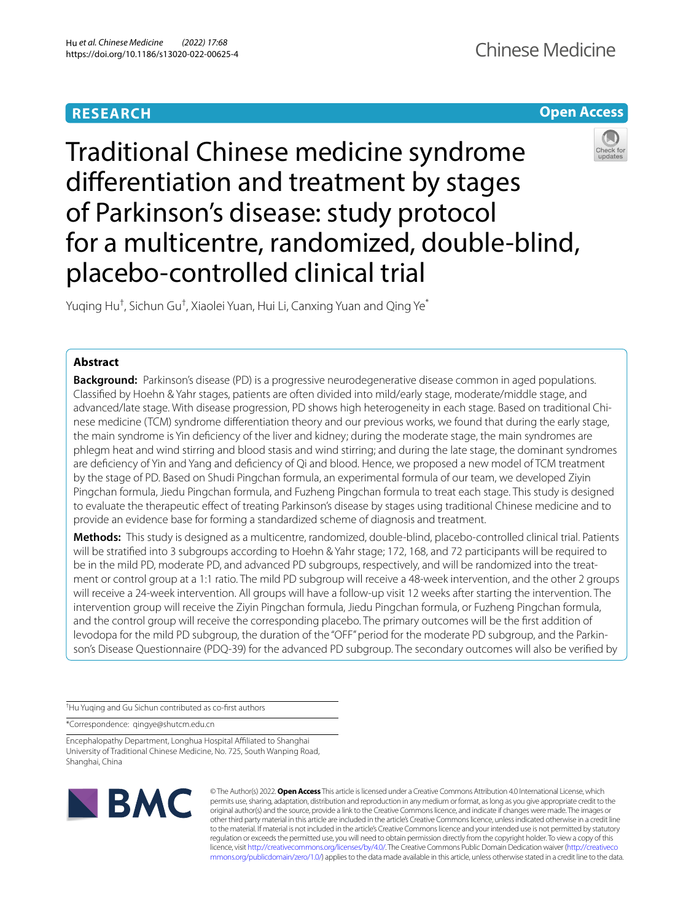RESEARCH

Open Access

# Traditional Chinese medicine syndrome differentiation and treatment by stages of Parkinson's disease: study protocol for a multicentre, randomized, double-blind, placebo-controlled clinical trial

Yuqing Hu[†], Sichun Gu[†], Xiaolei Yuan, Hui Li, Canxing Yuan and Qing Ye[*]

## Abstract

**Background:** Parkinson's disease (PD) is a progressive neurodegenerative disease common in aged populations. Classified by Hoehn & Yahr stages, patients are often divided into mild/early stage, moderate/middle stage, and advanced/late stage. With disease progression, PD shows high heterogeneity in each stage. Based on traditional Chinese medicine (TCM) syndrome differentiation theory and our previous works, we found that during the early stage, the main syndrome is Yin deficiency of the liver and kidney; during the moderate stage, the main syndromes are phlegm heat and wind stirring and blood stasis and wind stirring; and during the late stage, the dominant syndromes are deficiency of Yin and Yang and deficiency of Qi and blood. Hence, we proposed a new model of TCM treatment by the stage of PD. Based on Shudi Pingchan formula, an experimental formula of our team, we developed Ziyin Pingchan formula, Jiedu Pingchan formula, and Fuzheng Pingchan formula to treat each stage. This study is designed to evaluate the therapeutic effect of treating Parkinson's disease by stages using traditional Chinese medicine and to provide an evidence base for forming a standardized scheme of diagnosis and treatment.

**Methods:** This study is designed as a multicentre, randomized, double-blind, placebo-controlled clinical trial. Patients will be stratified into 3 subgroups according to Hoehn & Yahr stage; 172, 168, and 72 participants will be required to be in the mild PD, moderate PD, and advanced PD subgroups, respectively, and will be randomized into the treatment or control group at a 1:1 ratio. The mild PD subgroup will receive a 48-week intervention, and the other 2 groups will receive a 24-week intervention. All groups will have a follow-up visit 12 weeks after starting the intervention. The intervention group will receive the Ziyin Pingchan formula, Jiedu Pingchan formula, or Fuzheng Pingchan formula, and the control group will receive the corresponding placebo. The primary outcomes will be the first addition of levodopa for the mild PD subgroup, the duration of the "OFF" period for the moderate PD subgroup, and the Parkinson's Disease Questionnaire (PDQ-39) for the advanced PD subgroup. The secondary outcomes will also be verified by

[†]Hu Yuqing and Gu Sichun contributed as co-first authors

*Correspondence: qingye@shutcm.edu.cn

Encephalopathy Department, Longhua Hospital Affiliated to Shanghai University of Traditional Chinese Medicine, No. 725, South Wanping Road, Shanghai, China

© The Author(s) 2022. **Open Access** This article is licensed under a Creative Commons Attribution 4.0 International License, which permits use, sharing, adaptation, distribution and reproduction in any medium or format, as long as you give appropriate credit to the original author(s) and the source, provide a link to the Creative Commons licence, and indicate if changes were made. The images or other third party material in this article are included in the article's Creative Commons licence, unless indicated otherwise in a credit line to the material. If material is not included in the article's Creative Commons licence and your intended use is not permitted by statutory regulation or exceeds the permitted use, you will need to obtain permission directly from the copyright holder. To view a copy of this licence, visit http://creativecommons.org/licenses/by/4.0/. The Creative Commons Public Domain Dedication waiver (http://creativecommons.org/publicdomain/zero/1.0/) applies to the data made available in this article, unless otherwise stated in a credit line to the data.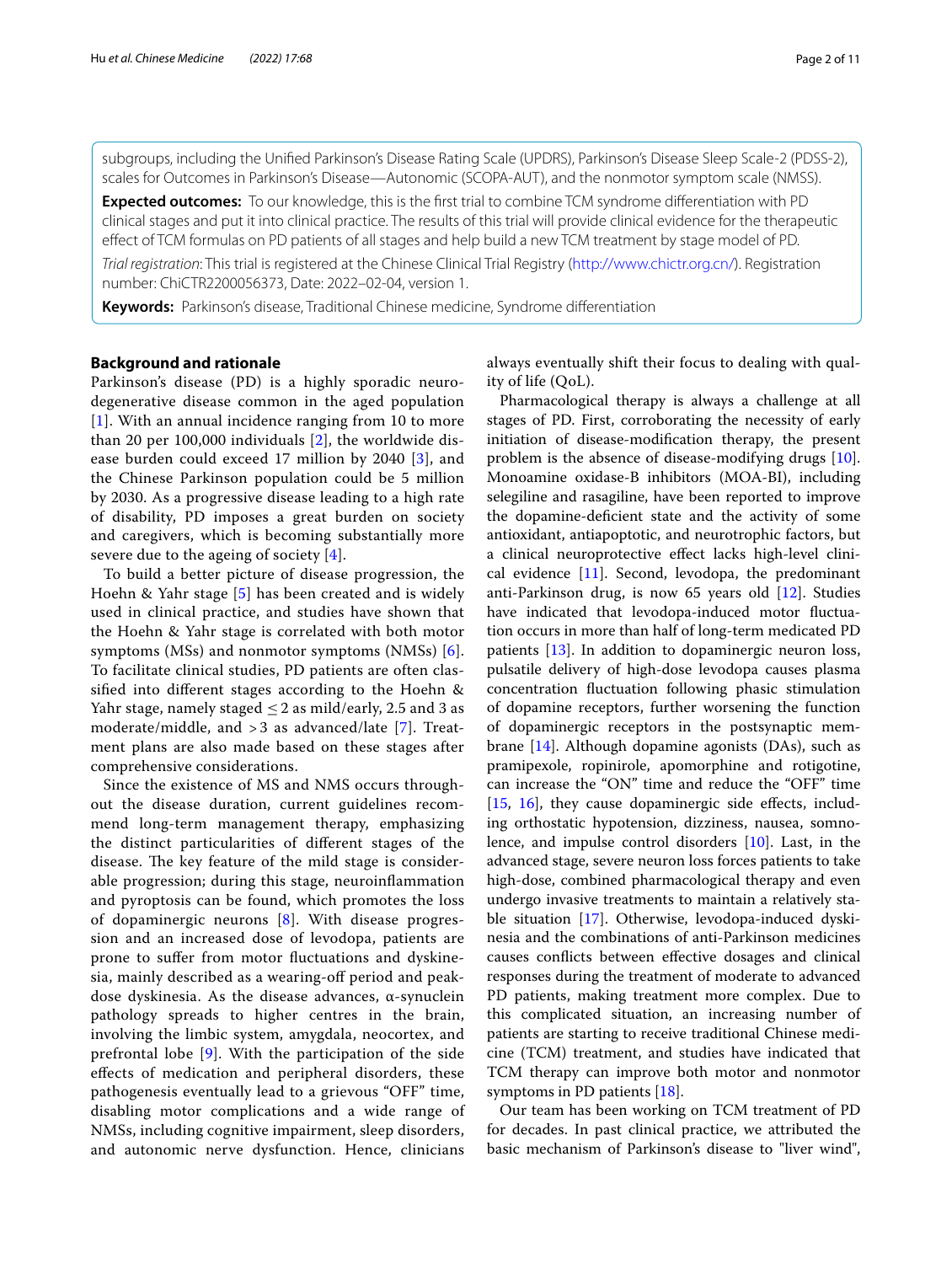subgroups, including the Unified Parkinson's Disease Rating Scale (UPDRS), Parkinson's Disease Sleep Scale-2 (PDSS-2), scales for Outcomes in Parkinson's Disease—Autonomic (SCOPA-AUT), and the nonmotor symptom scale (NMSS).

**Expected outcomes:** To our knowledge, this is the first trial to combine TCM syndrome differentiation with PD clinical stages and put it into clinical practice. The results of this trial will provide clinical evidence for the therapeutic effect of TCM formulas on PD patients of all stages and help build a new TCM treatment by stage model of PD.

*Trial registration*: This trial is registered at the Chinese Clinical Trial Registry (http://www.chictr.org.cn/). Registration number: ChiCTR2200056373, Date: 2022–02-04, version 1.

**Keywords:** Parkinson's disease, Traditional Chinese medicine, Syndrome differentiation

## Background and rationale

Parkinson's disease (PD) is a highly sporadic neurodegenerative disease common in the aged population [1]. With an annual incidence ranging from 10 to more than 20 per 100,000 individuals [2], the worldwide disease burden could exceed 17 million by 2040 [3], and the Chinese Parkinson population could be 5 million by 2030. As a progressive disease leading to a high rate of disability, PD imposes a great burden on society and caregivers, which is becoming substantially more severe due to the ageing of society [4].

To build a better picture of disease progression, the Hoehn & Yahr stage [5] has been created and is widely used in clinical practice, and studies have shown that the Hoehn & Yahr stage is correlated with both motor symptoms (MSs) and nonmotor symptoms (NMSs) [6]. To facilitate clinical studies, PD patients are often classified into different stages according to the Hoehn & Yahr stage, namely staged $\leq 2$ as mild/early, 2.5 and 3 as moderate/middle, and $>3$ as advanced/late [7]. Treatment plans are also made based on these stages after comprehensive considerations.

Since the existence of MS and NMS occurs throughout the disease duration, current guidelines recommend long-term management therapy, emphasizing the distinct particularities of different stages of the disease. The key feature of the mild stage is considerable progression; during this stage, neuroinflammation and pyroptosis can be found, which promotes the loss of dopaminergic neurons [8]. With disease progression and an increased dose of levodopa, patients are prone to suffer from motor fluctuations and dyskinesia, mainly described as a wearing-off period and peak-dose dyskinesia. As the disease advances, α-synuclein pathology spreads to higher centres in the brain, involving the limbic system, amygdala, neocortex, and prefrontal lobe [9]. With the participation of the side effects of medication and peripheral disorders, these pathogenesis eventually lead to a grievous "OFF" time, disabling motor complications and a wide range of NMSs, including cognitive impairment, sleep disorders, and autonomic nerve dysfunction. Hence, clinicians always eventually shift their focus to dealing with quality of life (QoL).

Pharmacological therapy is always a challenge at all stages of PD. First, corroborating the necessity of early initiation of disease-modification therapy, the present problem is the absence of disease-modifying drugs [10]. Monoamine oxidase-B inhibitors (MOA-BI), including selegiline and rasagiline, have been reported to improve the dopamine-deficient state and the activity of some antioxidant, antiapoptotic, and neurotrophic factors, but a clinical neuroprotective effect lacks high-level clinical evidence [11]. Second, levodopa, the predominant anti-Parkinson drug, is now 65 years old [12]. Studies have indicated that levodopa-induced motor fluctuation occurs in more than half of long-term medicated PD patients [13]. In addition to dopaminergic neuron loss, pulsatile delivery of high-dose levodopa causes plasma concentration fluctuation following phasic stimulation of dopamine receptors, further worsening the function of dopaminergic receptors in the postsynaptic membrane [14]. Although dopamine agonists (DAs), such as pramipexole, ropinirole, apomorphine and rotigotine, can increase the "ON" time and reduce the "OFF" time [15, 16], they cause dopaminergic side effects, including orthostatic hypotension, dizziness, nausea, somnolence, and impulse control disorders [10]. Last, in the advanced stage, severe neuron loss forces patients to take high-dose, combined pharmacological therapy and even undergo invasive treatments to maintain a relatively stable situation [17]. Otherwise, levodopa-induced dyskinesia and the combinations of anti-Parkinson medicines causes conflicts between effective dosages and clinical responses during the treatment of moderate to advanced PD patients, making treatment more complex. Due to this complicated situation, an increasing number of patients are starting to receive traditional Chinese medicine (TCM) treatment, and studies have indicated that TCM therapy can improve both motor and nonmotor symptoms in PD patients [18].

Our team has been working on TCM treatment of PD for decades. In past clinical practice, we attributed the basic mechanism of Parkinson's disease to "liver wind",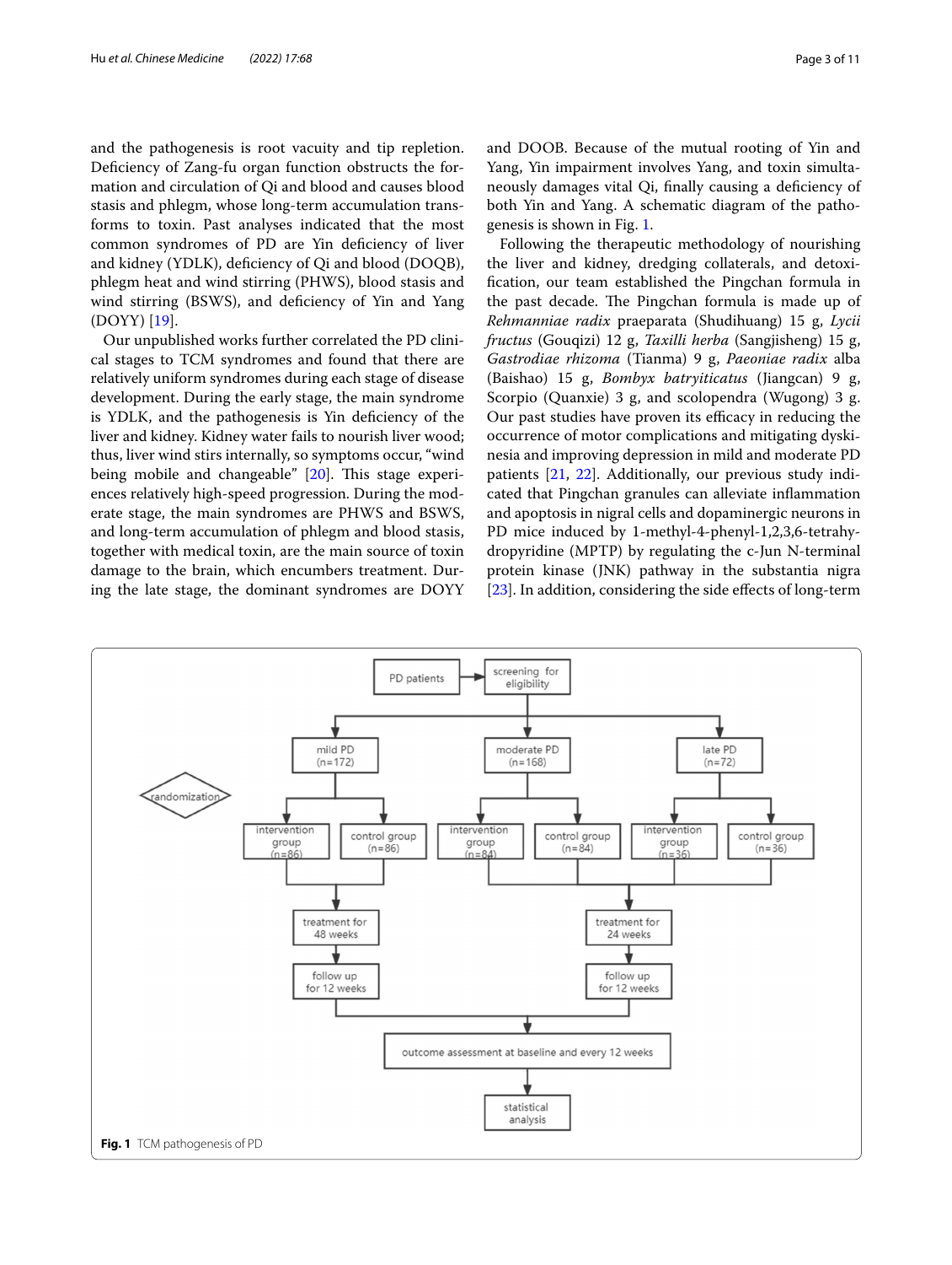and the pathogenesis is root vacuity and tip repletion. Deficiency of Zang-fu organ function obstructs the formation and circulation of Qi and blood and causes blood stasis and phlegm, whose long-term accumulation transforms to toxin. Past analyses indicated that the most common syndromes of PD are Yin deficiency of liver and kidney (YDLK), deficiency of Qi and blood (DOQB), phlegm heat and wind stirring (PHWS), blood stasis and wind stirring (BSWS), and deficiency of Yin and Yang (DOYY) [19].

Our unpublished works further correlated the PD clinical stages to TCM syndromes and found that there are relatively uniform syndromes during each stage of disease development. During the early stage, the main syndrome is YDLK, and the pathogenesis is Yin deficiency of the liver and kidney. Kidney water fails to nourish liver wood; thus, liver wind stirs internally, so symptoms occur, "wind being mobile and changeable" [20]. This stage experiences relatively high-speed progression. During the moderate stage, the main syndromes are PHWS and BSWS, and long-term accumulation of phlegm and blood stasis, together with medical toxin, are the main source of toxin damage to the brain, which encumbers treatment. During the late stage, the dominant syndromes are DOYY and DOOB. Because of the mutual rooting of Yin and Yang, Yin impairment involves Yang, and toxin simultaneously damages vital Qi, finally causing a deficiency of both Yin and Yang. A schematic diagram of the pathogenesis is shown in Fig. 1.

Following the therapeutic methodology of nourishing the liver and kidney, dredging collaterals, and detoxification, our team established the Pingchan formula in the past decade. The Pingchan formula is made up of *Rehmanniae radix* praeparata (Shudihuang) 15 g, *Lycii fructus* (Gouqizi) 12 g, *Taxilli herba* (Sangjisheng) 15 g, *Gastrodiae rhizoma* (Tianma) 9 g, *Paeoniae radix* alba (Baishao) 15 g, *Bombyx batryiticatus* (Jiangcan) 9 g, Scorpio (Quanxie) 3 g, and scolopendra (Wugong) 3 g. Our past studies have proven its efficacy in reducing the occurrence of motor complications and mitigating dyskinesia and improving depression in mild and moderate PD patients [21, 22]. Additionally, our previous study indicated that Pingchan granules can alleviate inflammation and apoptosis in nigral cells and dopaminergic neurons in PD mice induced by 1-methyl-4-phenyl-1,2,3,6-tetrahydropyridine (MPTP) by regulating the c-Jun N-terminal protein kinase (JNK) pathway in the substantia nigra [23]. In addition, considering the side effects of long-term

PD patients → screening for eligibility

randomization

mild PD (n=172): intervention group (n=86), control group (n=86) → treatment for 48 weeks → follow up for 12 weeks

moderate PD (n=168): intervention group (n=84), control group (n=84)

late PD (n=72): intervention group (n=36), control group (n=36)

moderate and late PD → treatment for 24 weeks → follow up for 12 weeks

→ outcome assessment at baseline and every 12 weeks → statistical analysis

**Fig. 1** TCM pathogenesis of PD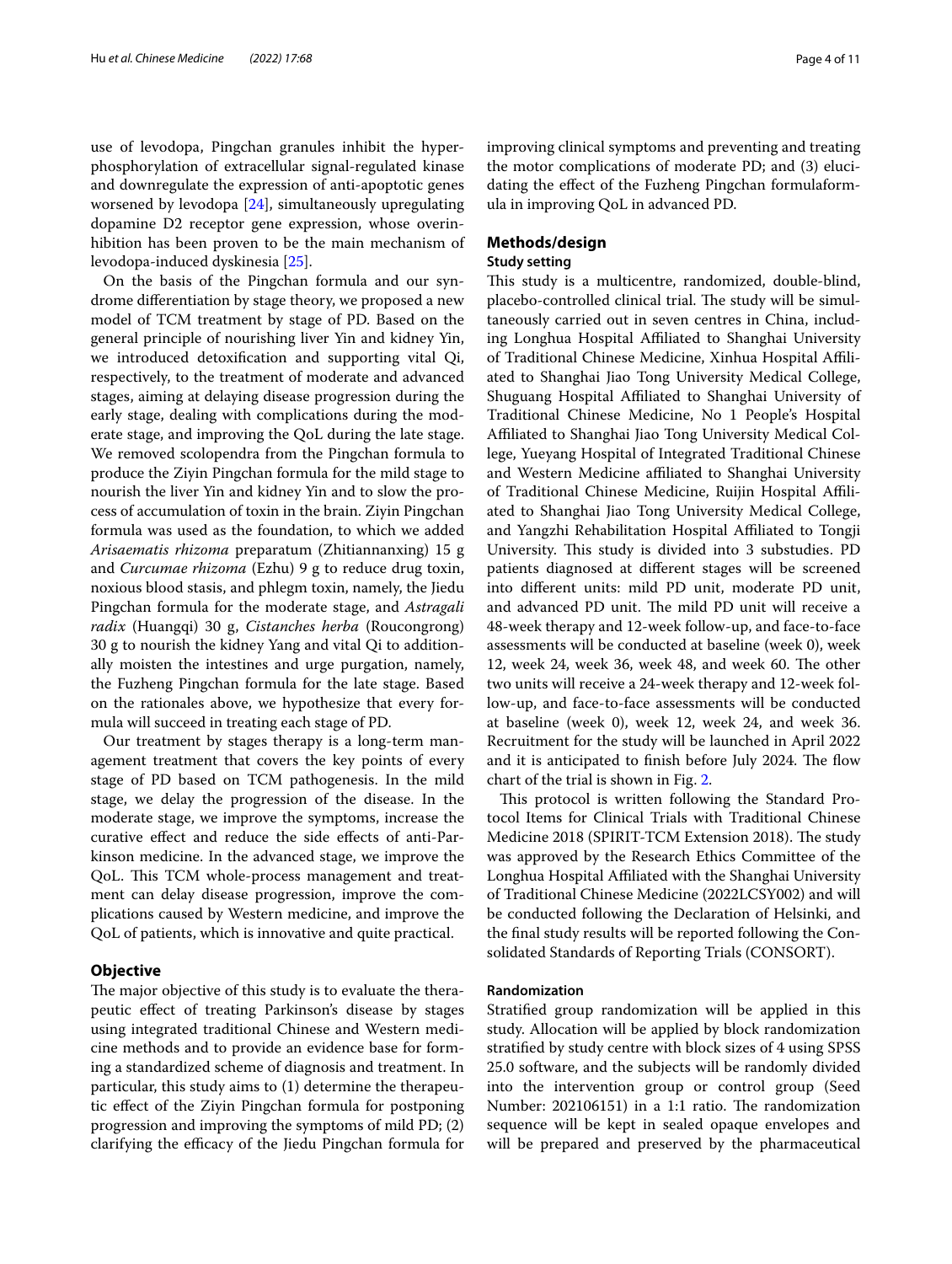use of levodopa, Pingchan granules inhibit the hyperphosphorylation of extracellular signal-regulated kinase and downregulate the expression of anti-apoptotic genes worsened by levodopa [24], simultaneously upregulating dopamine D2 receptor gene expression, whose overinhibition has been proven to be the main mechanism of levodopa-induced dyskinesia [25].

On the basis of the Pingchan formula and our syndrome differentiation by stage theory, we proposed a new model of TCM treatment by stage of PD. Based on the general principle of nourishing liver Yin and kidney Yin, we introduced detoxification and supporting vital Qi, respectively, to the treatment of moderate and advanced stages, aiming at delaying disease progression during the early stage, dealing with complications during the moderate stage, and improving the QoL during the late stage. We removed scolopendra from the Pingchan formula to produce the Ziyin Pingchan formula for the mild stage to nourish the liver Yin and kidney Yin and to slow the process of accumulation of toxin in the brain. Ziyin Pingchan formula was used as the foundation, to which we added *Arisaematis rhizoma* preparatum (Zhitiannanxing) 15 g and *Curcumae rhizoma* (Ezhu) 9 g to reduce drug toxin, noxious blood stasis, and phlegm toxin, namely, the Jiedu Pingchan formula for the moderate stage, and *Astragali radix* (Huangqi) 30 g, *Cistanches herba* (Roucongrong) 30 g to nourish the kidney Yang and vital Qi to additionally moisten the intestines and urge purgation, namely, the Fuzheng Pingchan formula for the late stage. Based on the rationales above, we hypothesize that every formula will succeed in treating each stage of PD.

Our treatment by stages therapy is a long-term management treatment that covers the key points of every stage of PD based on TCM pathogenesis. In the mild stage, we delay the progression of the disease. In the moderate stage, we improve the symptoms, increase the curative effect and reduce the side effects of anti-Parkinson medicine. In the advanced stage, we improve the QoL. This TCM whole-process management and treatment can delay disease progression, improve the complications caused by Western medicine, and improve the QoL of patients, which is innovative and quite practical.

## Objective

The major objective of this study is to evaluate the therapeutic effect of treating Parkinson's disease by stages using integrated traditional Chinese and Western medicine methods and to provide an evidence base for forming a standardized scheme of diagnosis and treatment. In particular, this study aims to (1) determine the therapeutic effect of the Ziyin Pingchan formula for postponing progression and improving the symptoms of mild PD; (2) clarifying the efficacy of the Jiedu Pingchan formula for improving clinical symptoms and preventing and treating the motor complications of moderate PD; and (3) elucidating the effect of the Fuzheng Pingchan formulaformula in improving QoL in advanced PD.

## Methods/design

### Study setting

This study is a multicentre, randomized, double-blind, placebo-controlled clinical trial. The study will be simultaneously carried out in seven centres in China, including Longhua Hospital Affiliated to Shanghai University of Traditional Chinese Medicine, Xinhua Hospital Affiliated to Shanghai Jiao Tong University Medical College, Shuguang Hospital Affiliated to Shanghai University of Traditional Chinese Medicine, No 1 People's Hospital Affiliated to Shanghai Jiao Tong University Medical College, Yueyang Hospital of Integrated Traditional Chinese and Western Medicine affiliated to Shanghai University of Traditional Chinese Medicine, Ruijin Hospital Affiliated to Shanghai Jiao Tong University Medical College, and Yangzhi Rehabilitation Hospital Affiliated to Tongji University. This study is divided into 3 substudies. PD patients diagnosed at different stages will be screened into different units: mild PD unit, moderate PD unit, and advanced PD unit. The mild PD unit will receive a 48-week therapy and 12-week follow-up, and face-to-face assessments will be conducted at baseline (week 0), week 12, week 24, week 36, week 48, and week 60. The other two units will receive a 24-week therapy and 12-week follow-up, and face-to-face assessments will be conducted at baseline (week 0), week 12, week 24, and week 36. Recruitment for the study will be launched in April 2022 and it is anticipated to finish before July 2024. The flow chart of the trial is shown in Fig. 2.

This protocol is written following the Standard Protocol Items for Clinical Trials with Traditional Chinese Medicine 2018 (SPIRIT-TCM Extension 2018). The study was approved by the Research Ethics Committee of the Longhua Hospital Affiliated with the Shanghai University of Traditional Chinese Medicine (2022LCSY002) and will be conducted following the Declaration of Helsinki, and the final study results will be reported following the Consolidated Standards of Reporting Trials (CONSORT).

### Randomization

Stratified group randomization will be applied in this study. Allocation will be applied by block randomization stratified by study centre with block sizes of 4 using SPSS 25.0 software, and the subjects will be randomly divided into the intervention group or control group (Seed Number: 202106151) in a 1:1 ratio. The randomization sequence will be kept in sealed opaque envelopes and will be prepared and preserved by the pharmaceutical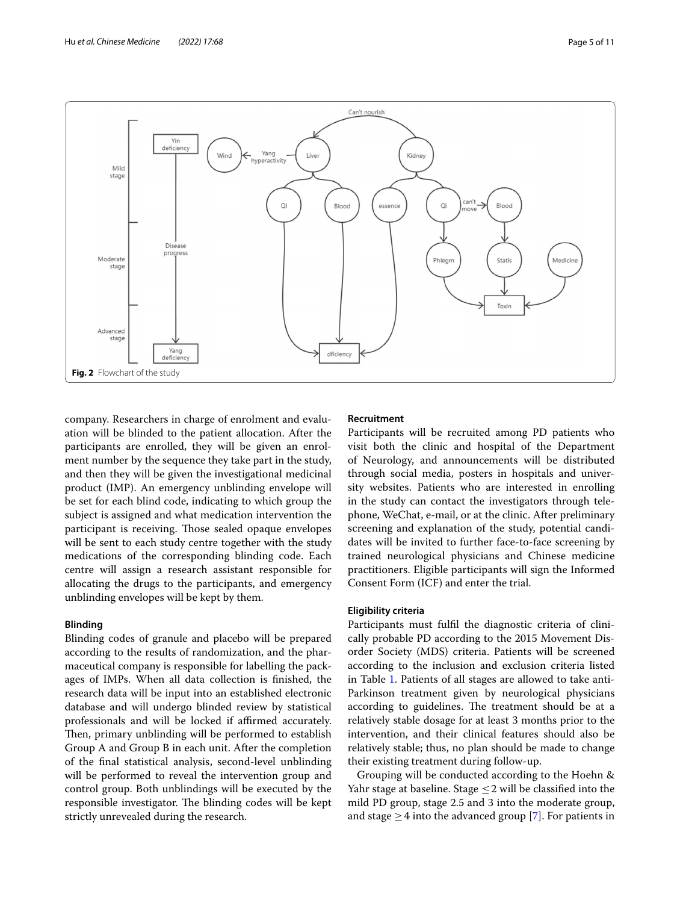Fig. 2 Flowchart of the study

company. Researchers in charge of enrolment and evaluation will be blinded to the patient allocation. After the participants are enrolled, they will be given an enrolment number by the sequence they take part in the study, and then they will be given the investigational medicinal product (IMP). An emergency unblinding envelope will be set for each blind code, indicating to which group the subject is assigned and what medication intervention the participant is receiving. Those sealed opaque envelopes will be sent to each study centre together with the study medications of the corresponding blinding code. Each centre will assign a research assistant responsible for allocating the drugs to the participants, and emergency unblinding envelopes will be kept by them.

#### Blinding

Blinding codes of granule and placebo will be prepared according to the results of randomization, and the pharmaceutical company is responsible for labelling the packages of IMPs. When all data collection is finished, the research data will be input into an established electronic database and will undergo blinded review by statistical professionals and will be locked if affirmed accurately. Then, primary unblinding will be performed to establish Group A and Group B in each unit. After the completion of the final statistical analysis, second-level unblinding will be performed to reveal the intervention group and control group. Both unblindings will be executed by the responsible investigator. The blinding codes will be kept strictly unrevealed during the research.

#### Recruitment

Participants will be recruited among PD patients who visit both the clinic and hospital of the Department of Neurology, and announcements will be distributed through social media, posters in hospitals and university websites. Patients who are interested in enrolling in the study can contact the investigators through telephone, WeChat, e-mail, or at the clinic. After preliminary screening and explanation of the study, potential candidates will be invited to further face-to-face screening by trained neurological physicians and Chinese medicine practitioners. Eligible participants will sign the Informed Consent Form (ICF) and enter the trial.

#### Eligibility criteria

Participants must fulfil the diagnostic criteria of clinically probable PD according to the 2015 Movement Disorder Society (MDS) criteria. Patients will be screened according to the inclusion and exclusion criteria listed in Table 1. Patients of all stages are allowed to take anti-Parkinson treatment given by neurological physicians according to guidelines. The treatment should be at a relatively stable dosage for at least 3 months prior to the intervention, and their clinical features should also be relatively stable; thus, no plan should be made to change their existing treatment during follow-up.

Grouping will be conducted according to the Hoehn & Yahr stage at baseline. Stage $\leq 2$ will be classified into the mild PD group, stage 2.5 and 3 into the moderate group, and stage $\geq 4$ into the advanced group [7]. For patients in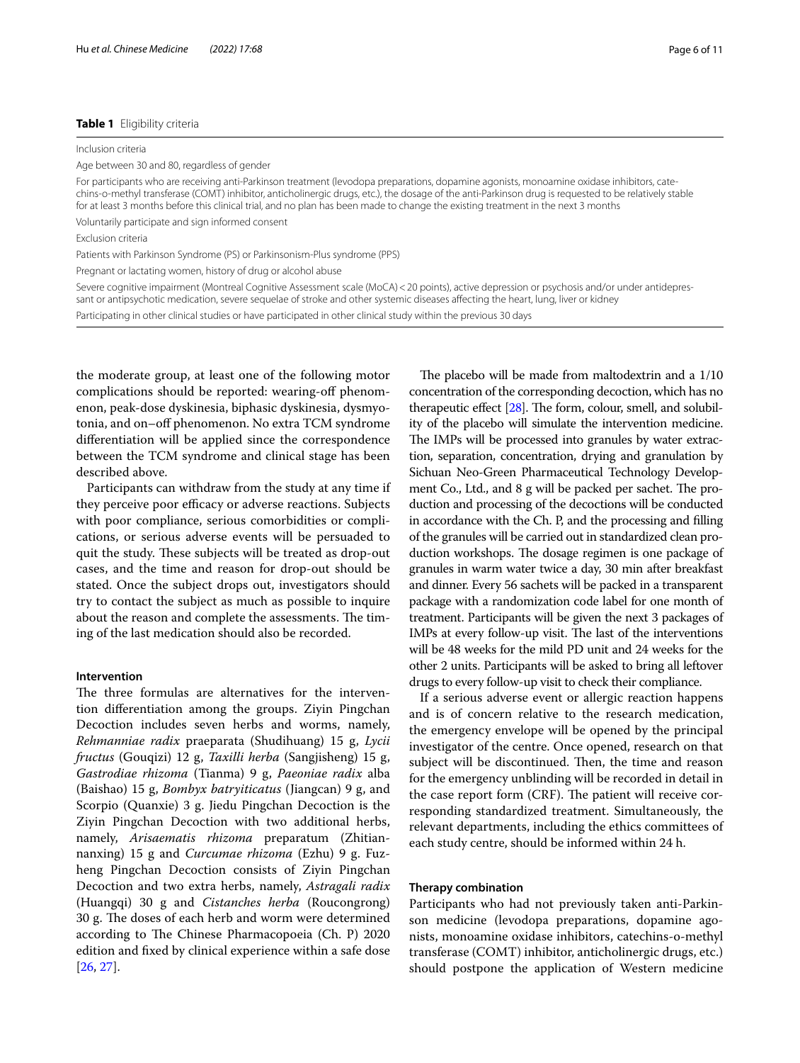**Table 1** Eligibility criteria

| |
|---|
| Inclusion criteria |
| Age between 30 and 80, regardless of gender |
| For participants who are receiving anti-Parkinson treatment (levodopa preparations, dopamine agonists, monoamine oxidase inhibitors, catechins-o-methyl transferase (COMT) inhibitor, anticholinergic drugs, etc.), the dosage of the anti-Parkinson drug is requested to be relatively stable for at least 3 months before this clinical trial, and no plan has been made to change the existing treatment in the next 3 months |
| Voluntarily participate and sign informed consent |
| Exclusion criteria |
| Patients with Parkinson Syndrome (PS) or Parkinsonism-Plus syndrome (PPS) |
| Pregnant or lactating women, history of drug or alcohol abuse |
| Severe cognitive impairment (Montreal Cognitive Assessment scale (MoCA) < 20 points), active depression or psychosis and/or under antidepressant or antipsychotic medication, severe sequelae of stroke and other systemic diseases affecting the heart, lung, liver or kidney |
| Participating in other clinical studies or have participated in other clinical study within the previous 30 days |

the moderate group, at least one of the following motor complications should be reported: wearing-off phenomenon, peak-dose dyskinesia, biphasic dyskinesia, dysmyotonia, and on–off phenomenon. No extra TCM syndrome differentiation will be applied since the correspondence between the TCM syndrome and clinical stage has been described above.

Participants can withdraw from the study at any time if they perceive poor efficacy or adverse reactions. Subjects with poor compliance, serious comorbidities or complications, or serious adverse events will be persuaded to quit the study. These subjects will be treated as drop-out cases, and the time and reason for drop-out should be stated. Once the subject drops out, investigators should try to contact the subject as much as possible to inquire about the reason and complete the assessments. The timing of the last medication should also be recorded.

### Intervention

The three formulas are alternatives for the intervention differentiation among the groups. Ziyin Pingchan Decoction includes seven herbs and worms, namely, *Rehmanniae radix* praeparata (Shudihuang) 15 g, *Lycii fructus* (Gouqizi) 12 g, *Taxilli herba* (Sangjisheng) 15 g, *Gastrodiae rhizoma* (Tianma) 9 g, *Paeoniae radix* alba (Baishao) 15 g, *Bombyx batryiticatus* (Jiangcan) 9 g, and Scorpio (Quanxie) 3 g. Jiedu Pingchan Decoction is the Ziyin Pingchan Decoction with two additional herbs, namely, *Arisaematis rhizoma* preparatum (Zhitiannanxing) 15 g and *Curcumae rhizoma* (Ezhu) 9 g. Fuzheng Pingchan Decoction consists of Ziyin Pingchan Decoction and two extra herbs, namely, *Astragali radix* (Huangqi) 30 g and *Cistanches herba* (Roucongrong) 30 g. The doses of each herb and worm were determined according to The Chinese Pharmacopoeia (Ch. P) 2020 edition and fixed by clinical experience within a safe dose [26, 27].

The placebo will be made from maltodextrin and a 1/10 concentration of the corresponding decoction, which has no therapeutic effect [28]. The form, colour, smell, and solubility of the placebo will simulate the intervention medicine. The IMPs will be processed into granules by water extraction, separation, concentration, drying and granulation by Sichuan Neo-Green Pharmaceutical Technology Development Co., Ltd., and 8 g will be packed per sachet. The production and processing of the decoctions will be conducted in accordance with the Ch. P, and the processing and filling of the granules will be carried out in standardized clean production workshops. The dosage regimen is one package of granules in warm water twice a day, 30 min after breakfast and dinner. Every 56 sachets will be packed in a transparent package with a randomization code label for one month of treatment. Participants will be given the next 3 packages of IMPs at every follow-up visit. The last of the interventions will be 48 weeks for the mild PD unit and 24 weeks for the other 2 units. Participants will be asked to bring all leftover drugs to every follow-up visit to check their compliance.

If a serious adverse event or allergic reaction happens and is of concern relative to the research medication, the emergency envelope will be opened by the principal investigator of the centre. Once opened, research on that subject will be discontinued. Then, the time and reason for the emergency unblinding will be recorded in detail in the case report form (CRF). The patient will receive corresponding standardized treatment. Simultaneously, the relevant departments, including the ethics committees of each study centre, should be informed within 24 h.

### Therapy combination

Participants who had not previously taken anti-Parkinson medicine (levodopa preparations, dopamine agonists, monoamine oxidase inhibitors, catechins-o-methyl transferase (COMT) inhibitor, anticholinergic drugs, etc.) should postpone the application of Western medicine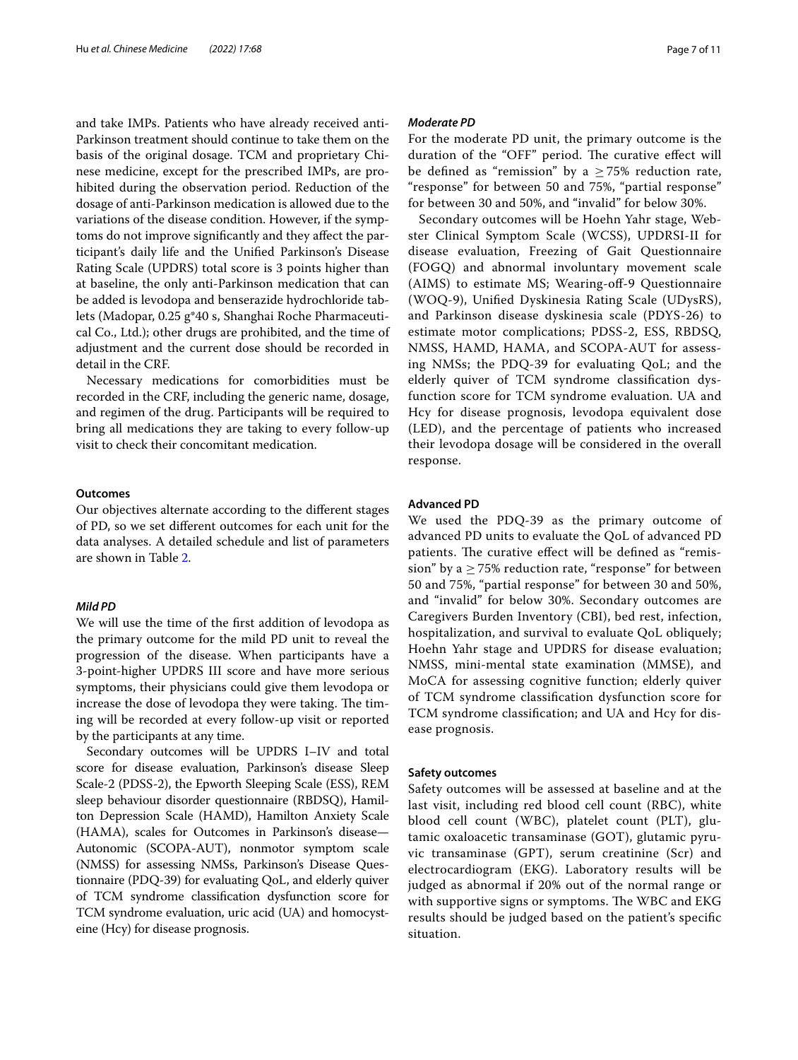and take IMPs. Patients who have already received anti-Parkinson treatment should continue to take them on the basis of the original dosage. TCM and proprietary Chinese medicine, except for the prescribed IMPs, are prohibited during the observation period. Reduction of the dosage of anti-Parkinson medication is allowed due to the variations of the disease condition. However, if the symptoms do not improve significantly and they affect the participant's daily life and the Unified Parkinson's Disease Rating Scale (UPDRS) total score is 3 points higher than at baseline, the only anti-Parkinson medication that can be added is levodopa and benserazide hydrochloride tablets (Madopar, 0.25 g*40 s, Shanghai Roche Pharmaceutical Co., Ltd.); other drugs are prohibited, and the time of adjustment and the current dose should be recorded in detail in the CRF.

Necessary medications for comorbidities must be recorded in the CRF, including the generic name, dosage, and regimen of the drug. Participants will be required to bring all medications they are taking to every follow-up visit to check their concomitant medication.

## Outcomes

Our objectives alternate according to the different stages of PD, so we set different outcomes for each unit for the data analyses. A detailed schedule and list of parameters are shown in Table 2.

### *Mild PD*

We will use the time of the first addition of levodopa as the primary outcome for the mild PD unit to reveal the progression of the disease. When participants have a 3-point-higher UPDRS III score and have more serious symptoms, their physicians could give them levodopa or increase the dose of levodopa they were taking. The timing will be recorded at every follow-up visit or reported by the participants at any time.

Secondary outcomes will be UPDRS I–IV and total score for disease evaluation, Parkinson's disease Sleep Scale-2 (PDSS-2), the Epworth Sleeping Scale (ESS), REM sleep behaviour disorder questionnaire (RBDSQ), Hamilton Depression Scale (HAMD), Hamilton Anxiety Scale (HAMA), scales for Outcomes in Parkinson's disease—Autonomic (SCOPA-AUT), nonmotor symptom scale (NMSS) for assessing NMSs, Parkinson's Disease Questionnaire (PDQ-39) for evaluating QoL, and elderly quiver of TCM syndrome classification dysfunction score for TCM syndrome evaluation, uric acid (UA) and homocysteine (Hcy) for disease prognosis.

### *Moderate PD*

For the moderate PD unit, the primary outcome is the duration of the "OFF" period. The curative effect will be defined as "remission" by a $\geq$75% reduction rate, "response" for between 50 and 75%, "partial response" for between 30 and 50%, and "invalid" for below 30%.

Secondary outcomes will be Hoehn Yahr stage, Webster Clinical Symptom Scale (WCSS), UPDRSI-II for disease evaluation, Freezing of Gait Questionnaire (FOGQ) and abnormal involuntary movement scale (AIMS) to estimate MS; Wearing-off-9 Questionnaire (WOQ-9), Unified Dyskinesia Rating Scale (UDysRS), and Parkinson disease dyskinesia scale (PDYS-26) to estimate motor complications; PDSS-2, ESS, RBDSQ, NMSS, HAMD, HAMA, and SCOPA-AUT for assessing NMSs; the PDQ-39 for evaluating QoL; and the elderly quiver of TCM syndrome classification dysfunction score for TCM syndrome evaluation. UA and Hcy for disease prognosis, levodopa equivalent dose (LED), and the percentage of patients who increased their levodopa dosage will be considered in the overall response.

### Advanced PD

We used the PDQ-39 as the primary outcome of advanced PD units to evaluate the QoL of advanced PD patients. The curative effect will be defined as "remission" by a $\geq$75% reduction rate, "response" for between 50 and 75%, "partial response" for between 30 and 50%, and "invalid" for below 30%. Secondary outcomes are Caregivers Burden Inventory (CBI), bed rest, infection, hospitalization, and survival to evaluate QoL obliquely; Hoehn Yahr stage and UPDRS for disease evaluation; NMSS, mini-mental state examination (MMSE), and MoCA for assessing cognitive function; elderly quiver of TCM syndrome classification dysfunction score for TCM syndrome classification; and UA and Hcy for disease prognosis.

## Safety outcomes

Safety outcomes will be assessed at baseline and at the last visit, including red blood cell count (RBC), white blood cell count (WBC), platelet count (PLT), glutamic oxaloacetic transaminase (GOT), glutamic pyruvic transaminase (GPT), serum creatinine (Scr) and electrocardiogram (EKG). Laboratory results will be judged as abnormal if 20% out of the normal range or with supportive signs or symptoms. The WBC and EKG results should be judged based on the patient's specific situation.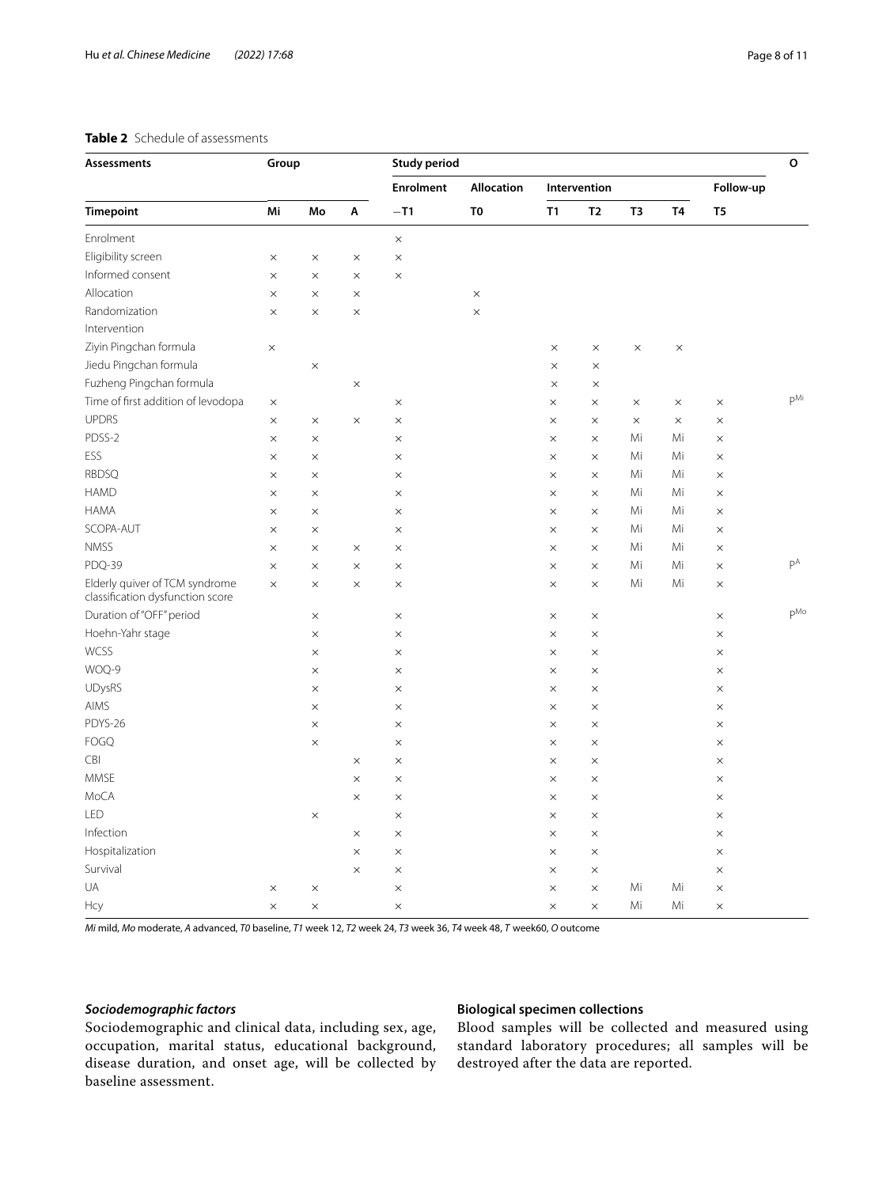**Table 2** Schedule of assessments

| Assessments | Group | | | Study period | | | | | | | O |
|---|---|---|---|---|---|---|---|---|---|---|---|
| | | | | Enrolment | Allocation | Intervention | | | | Follow-up | |
| Timepoint | Mi | Mo | A | −T1 | T0 | T1 | T2 | T3 | T4 | T5 | |
| Enrolment | | | | × | | | | | | | |
| Eligibility screen | × | × | × | × | | | | | | | |
| Informed consent | × | × | × | × | | | | | | | |
| Allocation | × | × | × | | × | | | | | | |
| Randomization | × | × | × | | × | | | | | | |
| Intervention | | | | | | | | | | | |
| Ziyin Pingchan formula | × | | | | | × | × | × | × | | |
| Jiedu Pingchan formula | | × | | | | × | × | | | | |
| Fuzheng Pingchan formula | | | × | | | × | × | | | | |
| Time of first addition of levodopa | × | | | × | | × | × | × | × | × | P[Mi] |
| UPDRS | × | × | × | × | | × | × | × | × | × | |
| PDSS-2 | × | × | | × | | × | × | Mi | Mi | × | |
| ESS | × | × | | × | | × | × | Mi | Mi | × | |
| RBDSQ | × | × | | × | | × | × | Mi | Mi | × | |
| HAMD | × | × | | × | | × | × | Mi | Mi | × | |
| HAMA | × | × | | × | | × | × | Mi | Mi | × | |
| SCOPA-AUT | × | × | | × | | × | × | Mi | Mi | × | |
| NMSS | × | × | × | × | | × | × | Mi | Mi | × | |
| PDQ-39 | × | × | × | × | | × | × | Mi | Mi | × | P[A] |
| Elderly quiver of TCM syndrome classification dysfunction score | × | × | × | × | | × | × | Mi | Mi | × | |
| Duration of "OFF" period | | × | | × | | × | × | | | × | P[Mo] |
| Hoehn-Yahr stage | | × | | × | | × | × | | | × | |
| WCSS | | × | | × | | × | × | | | × | |
| WOQ-9 | | × | | × | | × | × | | | × | |
| UDysRS | | × | | × | | × | × | | | × | |
| AIMS | | × | | × | | × | × | | | × | |
| PDYS-26 | | × | | × | | × | × | | | × | |
| FOGQ | | × | | × | | × | × | | | × | |
| CBI | | | × | × | | × | × | | | × | |
| MMSE | | | × | × | | × | × | | | × | |
| MoCA | | | × | × | | × | × | | | × | |
| LED | | × | | × | | × | × | | | × | |
| Infection | | | × | × | | × | × | | | × | |
| Hospitalization | | | × | × | | × | × | | | × | |
| Survival | | | × | × | | × | × | | | × | |
| UA | × | × | | × | | × | × | Mi | Mi | × | |
| Hcy | × | × | | × | | × | × | Mi | Mi | × | |

*Mi* mild, *Mo* moderate, *A* advanced, *T0* baseline, *T1* week 12, *T2* week 24, *T3* week 36, *T4* week 48, *T* week60, *O* outcome

### *Sociodemographic factors*

Sociodemographic and clinical data, including sex, age, occupation, marital status, educational background, disease duration, and onset age, will be collected by baseline assessment.

### Biological specimen collections

Blood samples will be collected and measured using standard laboratory procedures; all samples will be destroyed after the data are reported.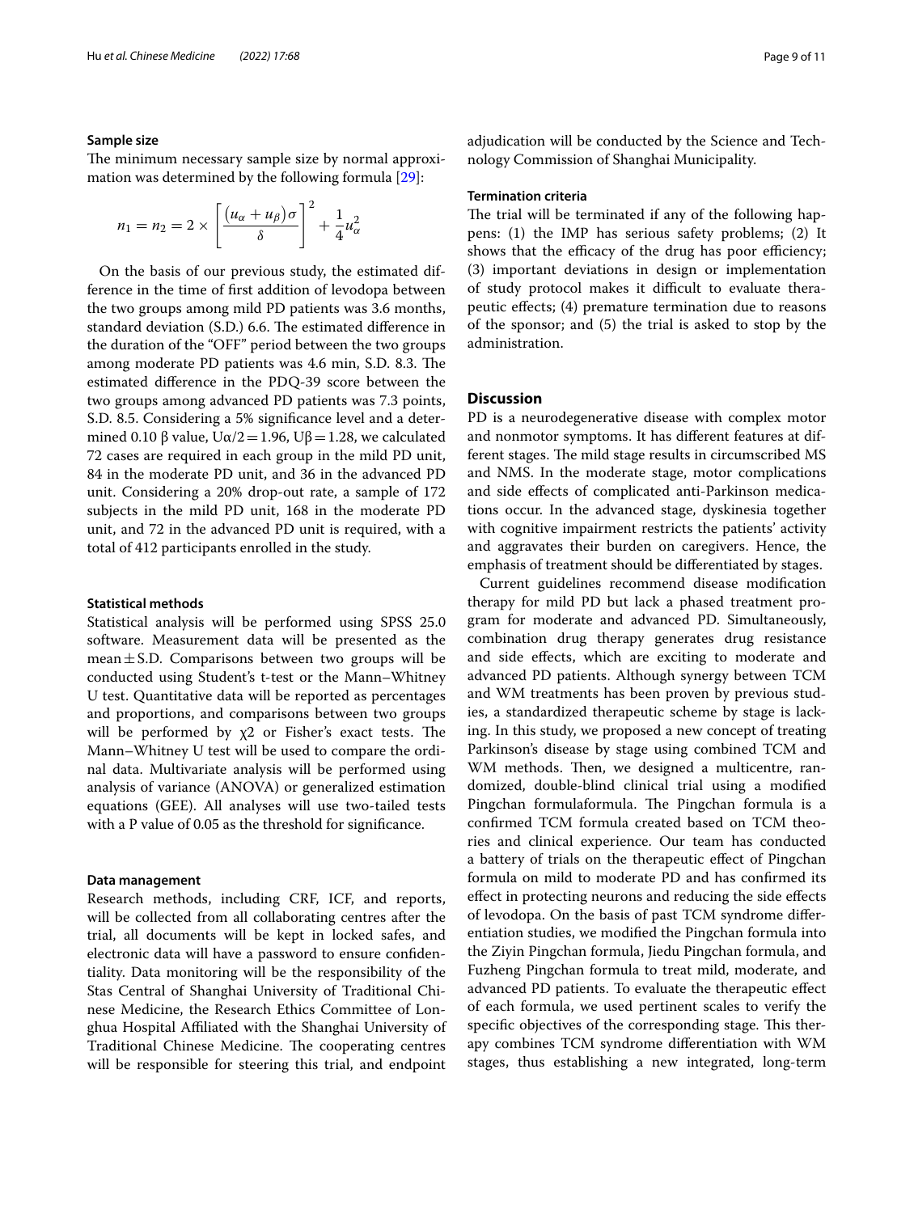### Sample size

The minimum necessary sample size by normal approximation was determined by the following formula [29]:

$$n_1 = n_2 = 2 \times \left[ \frac{(u_\alpha + u_\beta)\sigma}{\delta} \right]^2 + \frac{1}{4}u_\alpha^2$$

On the basis of our previous study, the estimated difference in the time of first addition of levodopa between the two groups among mild PD patients was 3.6 months, standard deviation (S.D.) 6.6. The estimated difference in the duration of the "OFF" period between the two groups among moderate PD patients was 4.6 min, S.D. 8.3. The estimated difference in the PDQ-39 score between the two groups among advanced PD patients was 7.3 points, S.D. 8.5. Considering a 5% significance level and a determined 0.10 β value, $U\alpha/2 = 1.96$, $U\beta = 1.28$, we calculated 72 cases are required in each group in the mild PD unit, 84 in the moderate PD unit, and 36 in the advanced PD unit. Considering a 20% drop-out rate, a sample of 172 subjects in the mild PD unit, 168 in the moderate PD unit, and 72 in the advanced PD unit is required, with a total of 412 participants enrolled in the study.

### Statistical methods

Statistical analysis will be performed using SPSS 25.0 software. Measurement data will be presented as the mean ± S.D. Comparisons between two groups will be conducted using Student's t-test or the Mann–Whitney U test. Quantitative data will be reported as percentages and proportions, and comparisons between two groups will be performed by $\chi 2$ or Fisher's exact tests. The Mann–Whitney U test will be used to compare the ordinal data. Multivariate analysis will be performed using analysis of variance (ANOVA) or generalized estimation equations (GEE). All analyses will use two-tailed tests with a P value of 0.05 as the threshold for significance.

### Data management

Research methods, including CRF, ICF, and reports, will be collected from all collaborating centres after the trial, all documents will be kept in locked safes, and electronic data will have a password to ensure confidentiality. Data monitoring will be the responsibility of the Stas Central of Shanghai University of Traditional Chinese Medicine, the Research Ethics Committee of Longhua Hospital Affiliated with the Shanghai University of Traditional Chinese Medicine. The cooperating centres will be responsible for steering this trial, and endpoint adjudication will be conducted by the Science and Technology Commission of Shanghai Municipality.

### Termination criteria

The trial will be terminated if any of the following happens: (1) the IMP has serious safety problems; (2) It shows that the efficacy of the drug has poor efficiency; (3) important deviations in design or implementation of study protocol makes it difficult to evaluate therapeutic effects; (4) premature termination due to reasons of the sponsor; and (5) the trial is asked to stop by the administration.

## Discussion

PD is a neurodegenerative disease with complex motor and nonmotor symptoms. It has different features at different stages. The mild stage results in circumscribed MS and NMS. In the moderate stage, motor complications and side effects of complicated anti-Parkinson medications occur. In the advanced stage, dyskinesia together with cognitive impairment restricts the patients' activity and aggravates their burden on caregivers. Hence, the emphasis of treatment should be differentiated by stages.

Current guidelines recommend disease modification therapy for mild PD but lack a phased treatment program for moderate and advanced PD. Simultaneously, combination drug therapy generates drug resistance and side effects, which are exciting to moderate and advanced PD patients. Although synergy between TCM and WM treatments has been proven by previous studies, a standardized therapeutic scheme by stage is lacking. In this study, we proposed a new concept of treating Parkinson's disease by stage using combined TCM and WM methods. Then, we designed a multicentre, randomized, double-blind clinical trial using a modified Pingchan formulaformula. The Pingchan formula is a confirmed TCM formula created based on TCM theories and clinical experience. Our team has conducted a battery of trials on the therapeutic effect of Pingchan formula on mild to moderate PD and has confirmed its effect in protecting neurons and reducing the side effects of levodopa. On the basis of past TCM syndrome differentiation studies, we modified the Pingchan formula into the Ziyin Pingchan formula, Jiedu Pingchan formula, and Fuzheng Pingchan formula to treat mild, moderate, and advanced PD patients. To evaluate the therapeutic effect of each formula, we used pertinent scales to verify the specific objectives of the corresponding stage. This therapy combines TCM syndrome differentiation with WM stages, thus establishing a new integrated, long-term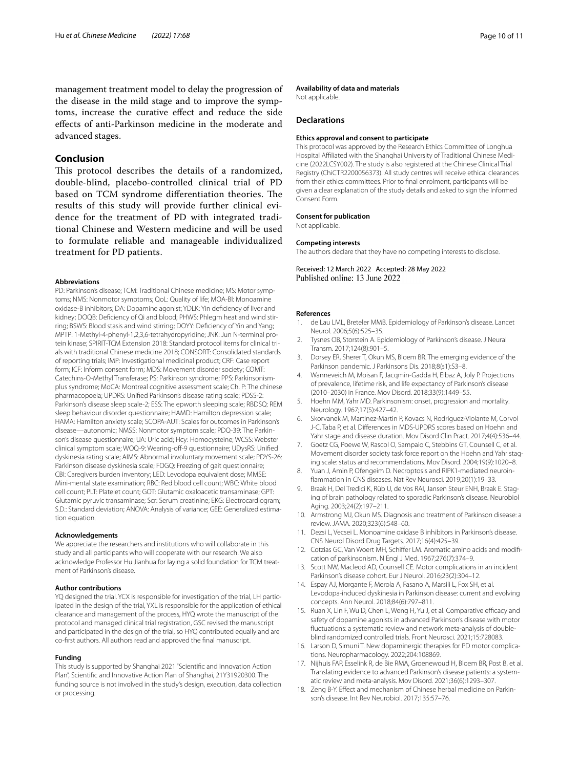management treatment model to delay the progression of the disease in the mild stage and to improve the symptoms, increase the curative effect and reduce the side effects of anti-Parkinson medicine in the moderate and advanced stages.

## Conclusion

This protocol describes the details of a randomized, double-blind, placebo-controlled clinical trial of PD based on TCM syndrome differentiation theories. The results of this study will provide further clinical evidence for the treatment of PD with integrated traditional Chinese and Western medicine and will be used to formulate reliable and manageable individualized treatment for PD patients.

#### Abbreviations

PD: Parkinson's disease; TCM: Traditional Chinese medicine; MS: Motor symptoms; NMS: Nonmotor symptoms; QoL: Quality of life; MOA-BI: Monoamine oxidase-B inhibitors; DA: Dopamine agonist; YDLK: Yin deficiency of liver and kidney; DOQB: Deficiency of Qi and blood; PHWS: Phlegm heat and wind stirring; BSWS: Blood stasis and wind stirring; DOYY: Deficiency of Yin and Yang; MPTP: 1-Methyl-4-phenyl-1,2,3,6-tetrahydropyridine; JNK: Jun N-terminal protein kinase; SPIRIT-TCM Extension 2018: Standard protocol items for clinical trials with traditional Chinese medicine 2018; CONSORT: Consolidated standards of reporting trials; IMP: Investigational medicinal product; CRF: Case report form; ICF: Inform consent form; MDS: Movement disorder society; COMT: Catechins-O-Methyl Transferase; PS: Parkinson syndrome; PPS: Parkinsonism-plus syndrome; MoCA: Montreal cognitive assessment scale; Ch. P: The chinese pharmacopoeia; UPDRS: Unified Parkinson's disease rating scale; PDSS-2: Parkinson's disease sleep scale-2; ESS: The epworth sleeping scale; RBDSQ: REM sleep behaviour disorder questionnaire; HAMD: Hamilton depression scale; HAMA: Hamilton anxiety scale; SCOPA-AUT: Scales for outcomes in Parkinson's disease—autonomic; NMSS: Nonmotor symptom scale; PDQ-39: The Parkinson's disease questionnaire; UA: Uric acid; Hcy: Homocysteine; WCSS: Webster clinical symptom scale; WOQ-9: Wearing-off-9 questionnaire; UDysRS: Unified dyskinesia rating scale; AIMS: Abnormal involuntary movement scale; PDYS-26: Parkinson disease dyskinesia scale; FOGQ: Freezing of gait questionnaire; CBI: Caregivers burden inventory; LED: Levodopa equivalent dose; MMSE: Mini-mental state examination; RBC: Red blood cell count; WBC: White blood cell count; PLT: Platelet count; GOT: Glutamic oxaloacetic transaminase; GPT: Glutamic pyruvic transaminase; Scr: Serum creatinine; EKG: Electrocardiogram; S.D.: Standard deviation; ANOVA: Analysis of variance; GEE: Generalized estimation equation.

#### Acknowledgements

We appreciate the researchers and institutions who will collaborate in this study and all participants who will cooperate with our research. We also acknowledge Professor Hu Jianhua for laying a solid foundation for TCM treatment of Parkinson's disease.

#### Author contributions

YQ designed the trial. YCX is responsible for investigation of the trial, LH participated in the design of the trial, YXL is responsible for the application of ethical clearance and management of the process, HYQ wrote the manuscript of the protocol and managed clinical trial registration, GSC revised the manuscript and participated in the design of the trial, so HYQ contributed equally and are co-first authors. All authors read and approved the final manuscript.

#### Funding

This study is supported by Shanghai 2021 "Scientific and Innovation Action Plan", Scientific and Innovative Action Plan of Shanghai, 21Y31920300. The funding source is not involved in the study's design, execution, data collection or processing.

#### Availability of data and materials

Not applicable.

### Declarations

#### Ethics approval and consent to participate

This protocol was approved by the Research Ethics Committee of Longhua Hospital Affiliated with the Shanghai University of Traditional Chinese Medicine (2022LCSY002). The study is also registered at the Chinese Clinical Trial Registry (ChiCTR2200056373). All study centres will receive ethical clearances from their ethics committees. Prior to final enrolment, participants will be given a clear explanation of the study details and asked to sign the Informed Consent Form.

#### Consent for publication

Not applicable.

#### Competing interests

The authors declare that they have no competing interests to disclose.

Received: 12 March 2022 Accepted: 28 May 2022
Published online: 13 June 2022

#### References

1. de Lau LML, Breteler MMB. Epidemiology of Parkinson's disease. Lancet Neurol. 2006;5(6):525–35.
2. Tysnes OB, Storstein A. Epidemiology of Parkinson's disease. J Neural Transm. 2017;124(8):901–5.
3. Dorsey ER, Sherer T, Okun MS, Bloem BR. The emerging evidence of the Parkinson pandemic. J Parkinsons Dis. 2018;8(s1):S3–8.
4. Wanneveich M, Moisan F, Jacqmin-Gadda H, Elbaz A, Joly P. Projections of prevalence, lifetime risk, and life expectancy of Parkinson's disease (2010–2030) in France. Mov Disord. 2018;33(9):1449–55.
5. Hoehn MM, Yahr MD. Parkinsonism: onset, progression and mortality. Neurology. 1967;17(5):427–42.
6. Skorvanek M, Martinez-Martin P, Kovacs N, Rodriguez-Violante M, Corvol J-C, Taba P, et al. Differences in MDS-UPDRS scores based on Hoehn and Yahr stage and disease duration. Mov Disord Clin Pract. 2017;4(4):536–44.
7. Goetz CG, Poewe W, Rascol O, Sampaio C, Stebbins GT, Counsell C, et al. Movement disorder society task force report on the Hoehn and Yahr staging scale: status and recommendations. Mov Disord. 2004;19(9):1020–8.
8. Yuan J, Amin P, Ofengeim D. Necroptosis and RIPK1-mediated neuroinflammation in CNS diseases. Nat Rev Neurosci. 2019;20(1):19–33.
9. Braak H, Del Tredici K, Rüb U, de Vos RAI, Jansen Steur ENH, Braak E. Staging of brain pathology related to sporadic Parkinson's disease. Neurobiol Aging. 2003;24(2):197–211.
10. Armstrong MJ, Okun MS. Diagnosis and treatment of Parkinson disease: a review. JAMA. 2020;323(6):548–60.
11. Dezsi L, Vecsei L. Monoamine oxidase B inhibitors in Parkinson's disease. CNS Neurol Disord Drug Targets. 2017;16(4):425–39.
12. Cotzias GC, Van Woert MH, Schiffer LM. Aromatic amino acids and modification of parkinsonism. N Engl J Med. 1967;276(7):374–9.
13. Scott NW, Macleod AD, Counsell CE. Motor complications in an incident Parkinson's disease cohort. Eur J Neurol. 2016;23(2):304–12.
14. Espay AJ, Morgante F, Merola A, Fasano A, Marsili L, Fox SH, et al. Levodopa-induced dyskinesia in Parkinson disease: current and evolving concepts. Ann Neurol. 2018;84(6):797–811.
15. Ruan X, Lin F, Wu D, Chen L, Weng H, Yu J, et al. Comparative efficacy and safety of dopamine agonists in advanced Parkinson's disease with motor fluctuations: a systematic review and network meta-analysis of double-blind randomized controlled trials. Front Neurosci. 2021;15:728083.
16. Larson D, Simuni T. New dopaminergic therapies for PD motor complications. Neuropharmacology. 2022;204:108869.
17. Nijhuis FAP, Esselink R, de Bie RMA, Groenewoud H, Bloem BR, Post B, et al. Translating evidence to advanced Parkinson's disease patients: a systematic review and meta-analysis. Mov Disord. 2021;36(6):1293–307.
18. Zeng B-Y. Effect and mechanism of Chinese herbal medicine on Parkinson's disease. Int Rev Neurobiol. 2017;135:57–76.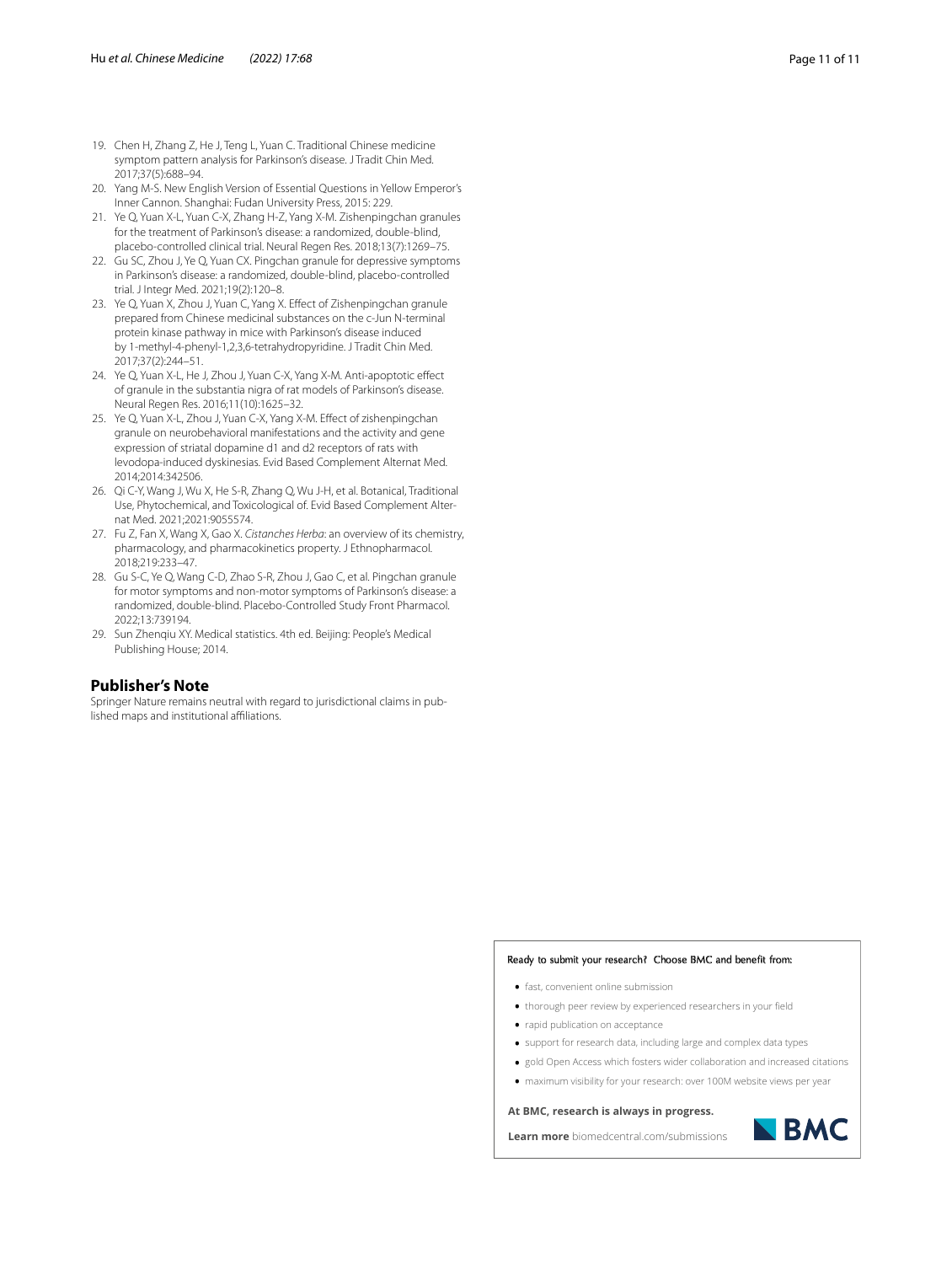19. Chen H, Zhang Z, He J, Teng L, Yuan C. Traditional Chinese medicine symptom pattern analysis for Parkinson's disease. J Tradit Chin Med. 2017;37(5):688–94.
20. Yang M-S. New English Version of Essential Questions in Yellow Emperor's Inner Cannon. Shanghai: Fudan University Press, 2015: 229.
21. Ye Q, Yuan X-L, Yuan C-X, Zhang H-Z, Yang X-M. Zishenpingchan granules for the treatment of Parkinson's disease: a randomized, double-blind, placebo-controlled clinical trial. Neural Regen Res. 2018;13(7):1269–75.
22. Gu SC, Zhou J, Ye Q, Yuan CX. Pingchan granule for depressive symptoms in Parkinson's disease: a randomized, double-blind, placebo-controlled trial. J Integr Med. 2021;19(2):120–8.
23. Ye Q, Yuan X, Zhou J, Yuan C, Yang X. Effect of Zishenpingchan granule prepared from Chinese medicinal substances on the c-Jun N-terminal protein kinase pathway in mice with Parkinson's disease induced by 1-methyl-4-phenyl-1,2,3,6-tetrahydropyridine. J Tradit Chin Med. 2017;37(2):244–51.
24. Ye Q, Yuan X-L, He J, Zhou J, Yuan C-X, Yang X-M. Anti-apoptotic effect of granule in the substantia nigra of rat models of Parkinson's disease. Neural Regen Res. 2016;11(10):1625–32.
25. Ye Q, Yuan X-L, Zhou J, Yuan C-X, Yang X-M. Effect of zishenpingchan granule on neurobehavioral manifestations and the activity and gene expression of striatal dopamine d1 and d2 receptors of rats with levodopa-induced dyskinesias. Evid Based Complement Alternat Med. 2014;2014:342506.
26. Qi C-Y, Wang J, Wu X, He S-R, Zhang Q, Wu J-H, et al. Botanical, Traditional Use, Phytochemical, and Toxicological of. Evid Based Complement Alternat Med. 2021;2021:9055574.
27. Fu Z, Fan X, Wang X, Gao X. *Cistanches Herba*: an overview of its chemistry, pharmacology, and pharmacokinetics property. J Ethnopharmacol. 2018;219:233–47.
28. Gu S-C, Ye Q, Wang C-D, Zhao S-R, Zhou J, Gao C, et al. Pingchan granule for motor symptoms and non-motor symptoms of Parkinson's disease: a randomized, double-blind. Placebo-Controlled Study Front Pharmacol. 2022;13:739194.
29. Sun Zhenqiu XY. Medical statistics. 4th ed. Beijing: People's Medical Publishing House; 2014.

## Publisher's Note

Springer Nature remains neutral with regard to jurisdictional claims in published maps and institutional affiliations.

Ready to submit your research? Choose BMC and benefit from:

- fast, convenient online submission
- thorough peer review by experienced researchers in your field
- rapid publication on acceptance
- support for research data, including large and complex data types
- gold Open Access which fosters wider collaboration and increased citations
- maximum visibility for your research: over 100M website views per year

**At BMC, research is always in progress.**

**Learn more** biomedcentral.com/submissions

BMC